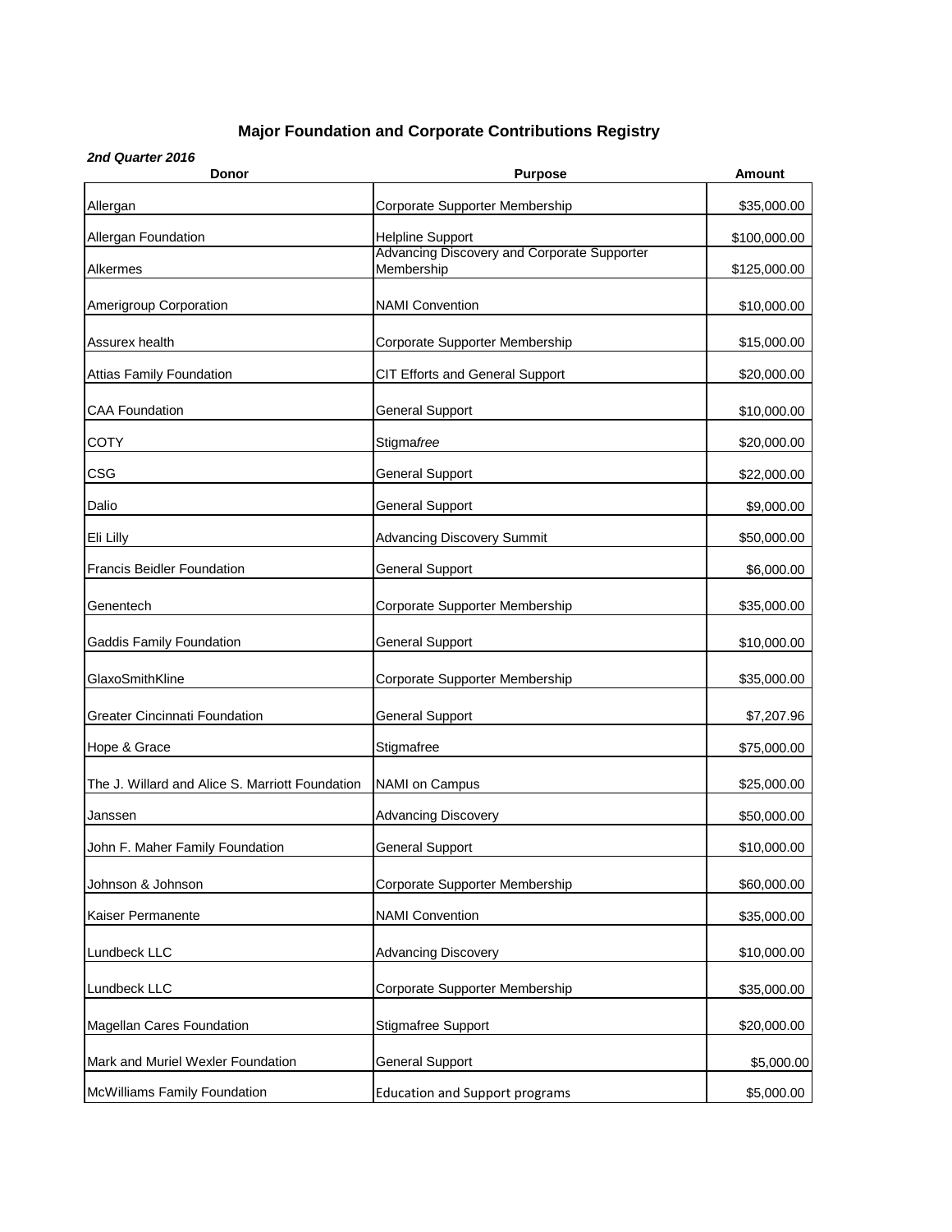# Major Foundation and Corporate Contributions Registry

***2nd Quarter 2016***

| Donor | Purpose | Amount |
|---|---|---|
| Allergan | Corporate Supporter Membership | $35,000.00 |
| Allergan Foundation | Helpline Support | $100,000.00 |
| Alkermes | Advancing Discovery and Corporate Supporter Membership | $125,000.00 |
| Amerigroup Corporation | NAMI Convention | $10,000.00 |
| Assurex health | Corporate Supporter Membership | $15,000.00 |
| Attias Family Foundation | CIT Efforts and General Support | $20,000.00 |
| CAA Foundation | General Support | $10,000.00 |
| COTY | Stigma*free* | $20,000.00 |
| CSG | General Support | $22,000.00 |
| Dalio | General Support | $9,000.00 |
| Eli Lilly | Advancing Discovery Summit | $50,000.00 |
| Francis Beidler Foundation | General Support | $6,000.00 |
| Genentech | Corporate Supporter Membership | $35,000.00 |
| Gaddis Family Foundation | General Support | $10,000.00 |
| GlaxoSmithKline | Corporate Supporter Membership | $35,000.00 |
| Greater Cincinnati Foundation | General Support | $7,207.96 |
| Hope & Grace | Stigmafree | $75,000.00 |
| The J. Willard and Alice S. Marriott Foundation | NAMI on Campus | $25,000.00 |
| Janssen | Advancing Discovery | $50,000.00 |
| John F. Maher Family Foundation | General Support | $10,000.00 |
| Johnson & Johnson | Corporate Supporter Membership | $60,000.00 |
| Kaiser Permanente | NAMI Convention | $35,000.00 |
| Lundbeck LLC | Advancing Discovery | $10,000.00 |
| Lundbeck LLC | Corporate Supporter Membership | $35,000.00 |
| Magellan Cares Foundation | Stigmafree Support | $20,000.00 |
| Mark and Muriel Wexler Foundation | General Support | $5,000.00 |
| McWilliams Family Foundation | Education and Support programs | $5,000.00 |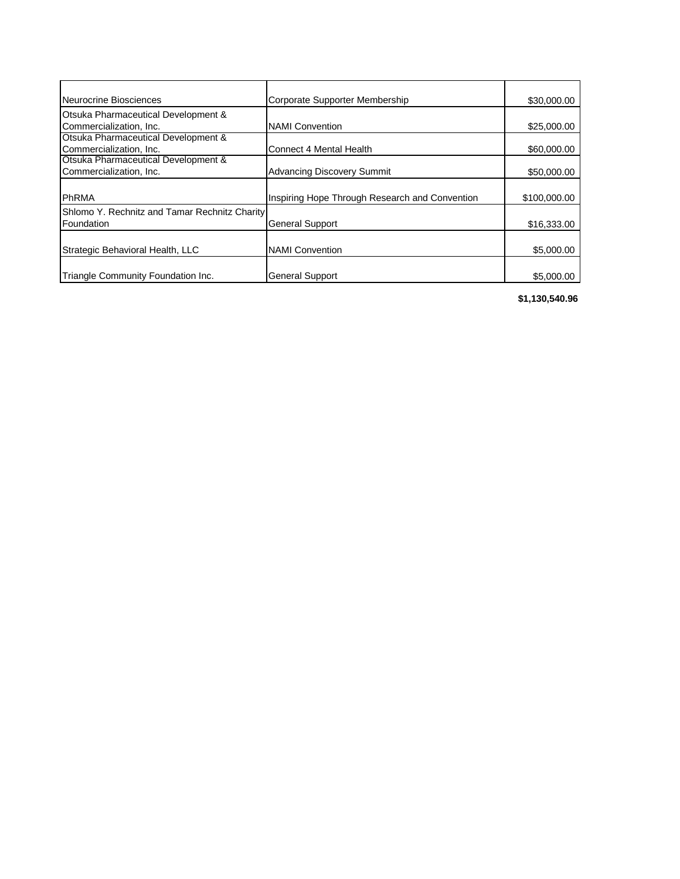| | | |
|---|---|---|
| Neurocrine Biosciences | Corporate Supporter Membership | $30,000.00 |
| Otsuka Pharmaceutical Development & Commercialization, Inc. | NAMI Convention | $25,000.00 |
| Otsuka Pharmaceutical Development & Commercialization, Inc. | Connect 4 Mental Health | $60,000.00 |
| Otsuka Pharmaceutical Development & Commercialization, Inc. | Advancing Discovery Summit | $50,000.00 |
| PhRMA | Inspiring Hope Through Research and Convention | $100,000.00 |
| Shlomo Y. Rechnitz and Tamar Rechnitz Charity Foundation | General Support | $16,333.00 |
| Strategic Behavioral Health, LLC | NAMI Convention | $5,000.00 |
| Triangle Community Foundation Inc. | General Support | $5,000.00 |
| | | **$1,130,540.96** |